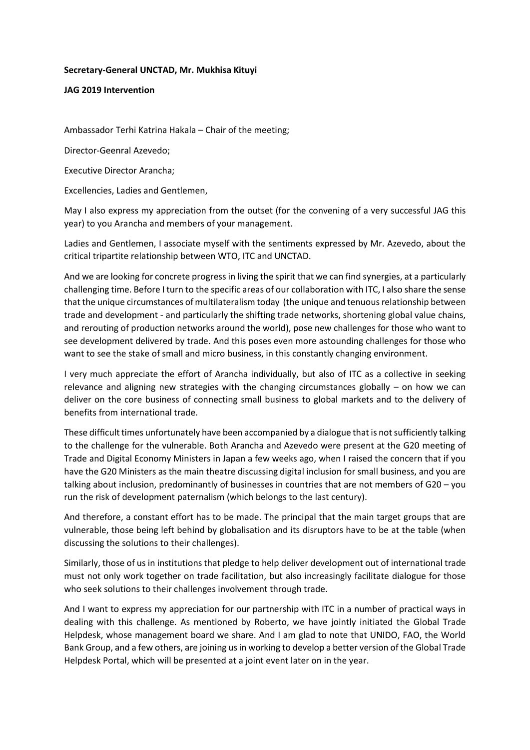**Secretary-General UNCTAD, Mr. Mukhisa Kituyi**

**JAG 2019 Intervention**

Ambassador Terhi Katrina Hakala – Chair of the meeting;

Director-Geenral Azevedo;

Executive Director Arancha;

Excellencies, Ladies and Gentlemen,

May I also express my appreciation from the outset (for the convening of a very successful JAG this year) to you Arancha and members of your management.

Ladies and Gentlemen, I associate myself with the sentiments expressed by Mr. Azevedo, about the critical tripartite relationship between WTO, ITC and UNCTAD.

And we are looking for concrete progress in living the spirit that we can find synergies, at a particularly challenging time. Before I turn to the specific areas of our collaboration with ITC, I also share the sense that the unique circumstances of multilateralism today (the unique and tenuous relationship between trade and development - and particularly the shifting trade networks, shortening global value chains, and rerouting of production networks around the world), pose new challenges for those who want to see development delivered by trade. And this poses even more astounding challenges for those who want to see the stake of small and micro business, in this constantly changing environment.

I very much appreciate the effort of Arancha individually, but also of ITC as a collective in seeking relevance and aligning new strategies with the changing circumstances globally – on how we can deliver on the core business of connecting small business to global markets and to the delivery of benefits from international trade.

These difficult times unfortunately have been accompanied by a dialogue that is not sufficiently talking to the challenge for the vulnerable. Both Arancha and Azevedo were present at the G20 meeting of Trade and Digital Economy Ministers in Japan a few weeks ago, when I raised the concern that if you have the G20 Ministers as the main theatre discussing digital inclusion for small business, and you are talking about inclusion, predominantly of businesses in countries that are not members of G20 – you run the risk of development paternalism (which belongs to the last century).

And therefore, a constant effort has to be made. The principal that the main target groups that are vulnerable, those being left behind by globalisation and its disruptors have to be at the table (when discussing the solutions to their challenges).

Similarly, those of us in institutions that pledge to help deliver development out of international trade must not only work together on trade facilitation, but also increasingly facilitate dialogue for those who seek solutions to their challenges involvement through trade.

And I want to express my appreciation for our partnership with ITC in a number of practical ways in dealing with this challenge. As mentioned by Roberto, we have jointly initiated the Global Trade Helpdesk, whose management board we share. And I am glad to note that UNIDO, FAO, the World Bank Group, and a few others, are joining us in working to develop a better version of the Global Trade Helpdesk Portal, which will be presented at a joint event later on in the year.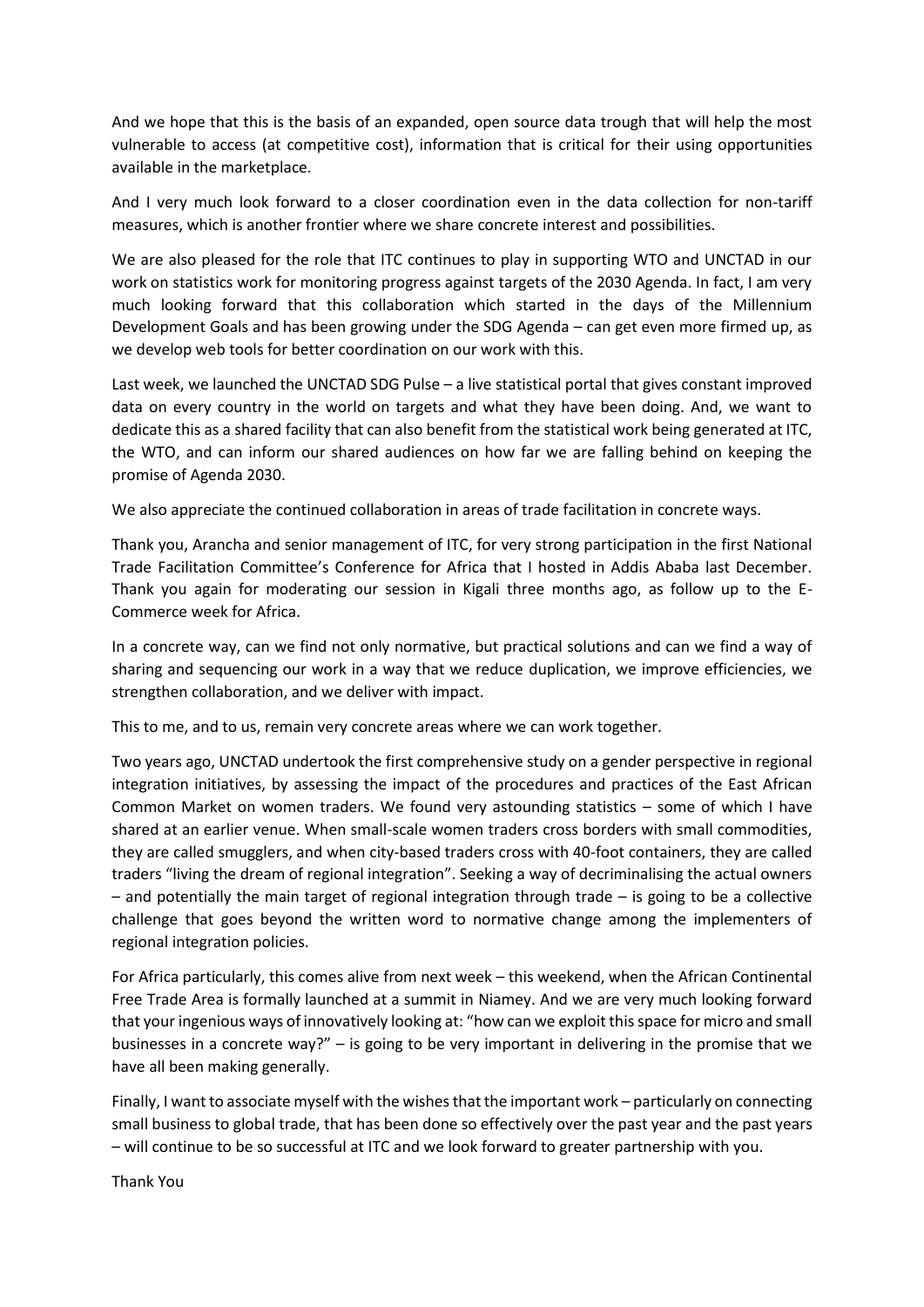And we hope that this is the basis of an expanded, open source data trough that will help the most vulnerable to access (at competitive cost), information that is critical for their using opportunities available in the marketplace.

And I very much look forward to a closer coordination even in the data collection for non-tariff measures, which is another frontier where we share concrete interest and possibilities.

We are also pleased for the role that ITC continues to play in supporting WTO and UNCTAD in our work on statistics work for monitoring progress against targets of the 2030 Agenda. In fact, I am very much looking forward that this collaboration which started in the days of the Millennium Development Goals and has been growing under the SDG Agenda – can get even more firmed up, as we develop web tools for better coordination on our work with this.

Last week, we launched the UNCTAD SDG Pulse – a live statistical portal that gives constant improved data on every country in the world on targets and what they have been doing. And, we want to dedicate this as a shared facility that can also benefit from the statistical work being generated at ITC, the WTO, and can inform our shared audiences on how far we are falling behind on keeping the promise of Agenda 2030.

We also appreciate the continued collaboration in areas of trade facilitation in concrete ways.

Thank you, Arancha and senior management of ITC, for very strong participation in the first National Trade Facilitation Committee's Conference for Africa that I hosted in Addis Ababa last December. Thank you again for moderating our session in Kigali three months ago, as follow up to the E-Commerce week for Africa.

In a concrete way, can we find not only normative, but practical solutions and can we find a way of sharing and sequencing our work in a way that we reduce duplication, we improve efficiencies, we strengthen collaboration, and we deliver with impact.

This to me, and to us, remain very concrete areas where we can work together.

Two years ago, UNCTAD undertook the first comprehensive study on a gender perspective in regional integration initiatives, by assessing the impact of the procedures and practices of the East African Common Market on women traders. We found very astounding statistics – some of which I have shared at an earlier venue. When small-scale women traders cross borders with small commodities, they are called smugglers, and when city-based traders cross with 40-foot containers, they are called traders "living the dream of regional integration". Seeking a way of decriminalising the actual owners – and potentially the main target of regional integration through trade – is going to be a collective challenge that goes beyond the written word to normative change among the implementers of regional integration policies.

For Africa particularly, this comes alive from next week – this weekend, when the African Continental Free Trade Area is formally launched at a summit in Niamey. And we are very much looking forward that your ingenious ways of innovatively looking at: "how can we exploit this space for micro and small businesses in a concrete way?" – is going to be very important in delivering in the promise that we have all been making generally.

Finally, I want to associate myself with the wishes that the important work – particularly on connecting small business to global trade, that has been done so effectively over the past year and the past years – will continue to be so successful at ITC and we look forward to greater partnership with you.

Thank You